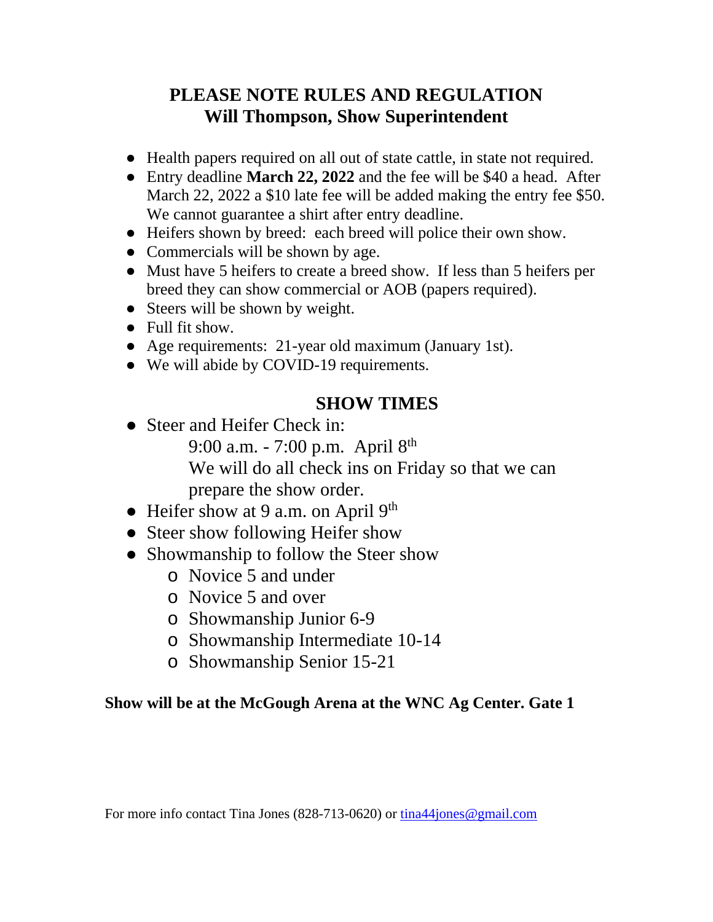## PLEASE NOTE RULES AND REGULATION
## Will Thompson, Show Superintendent

- Health papers required on all out of state cattle, in state not required.
- Entry deadline **March 22, 2022** and the fee will be $40 a head. After March 22, 2022 a $10 late fee will be added making the entry fee $50. We cannot guarantee a shirt after entry deadline.
- Heifers shown by breed: each breed will police their own show.
- Commercials will be shown by age.
- Must have 5 heifers to create a breed show. If less than 5 heifers per breed they can show commercial or AOB (papers required).
- Steers will be shown by weight.
- Full fit show.
- Age requirements: 21-year old maximum (January 1st).
- We will abide by COVID-19 requirements.

## SHOW TIMES

- Steer and Heifer Check in:

  9:00 a.m. - 7:00 p.m. April 8th

  We will do all check ins on Friday so that we can prepare the show order.
- Heifer show at 9 a.m. on April 9th
- Steer show following Heifer show
- Showmanship to follow the Steer show
  - Novice 5 and under
  - Novice 5 and over
  - Showmanship Junior 6-9
  - Showmanship Intermediate 10-14
  - Showmanship Senior 15-21

**Show will be at the McGough Arena at the WNC Ag Center. Gate 1**

For more info contact Tina Jones (828-713-0620) or tina44jones@gmail.com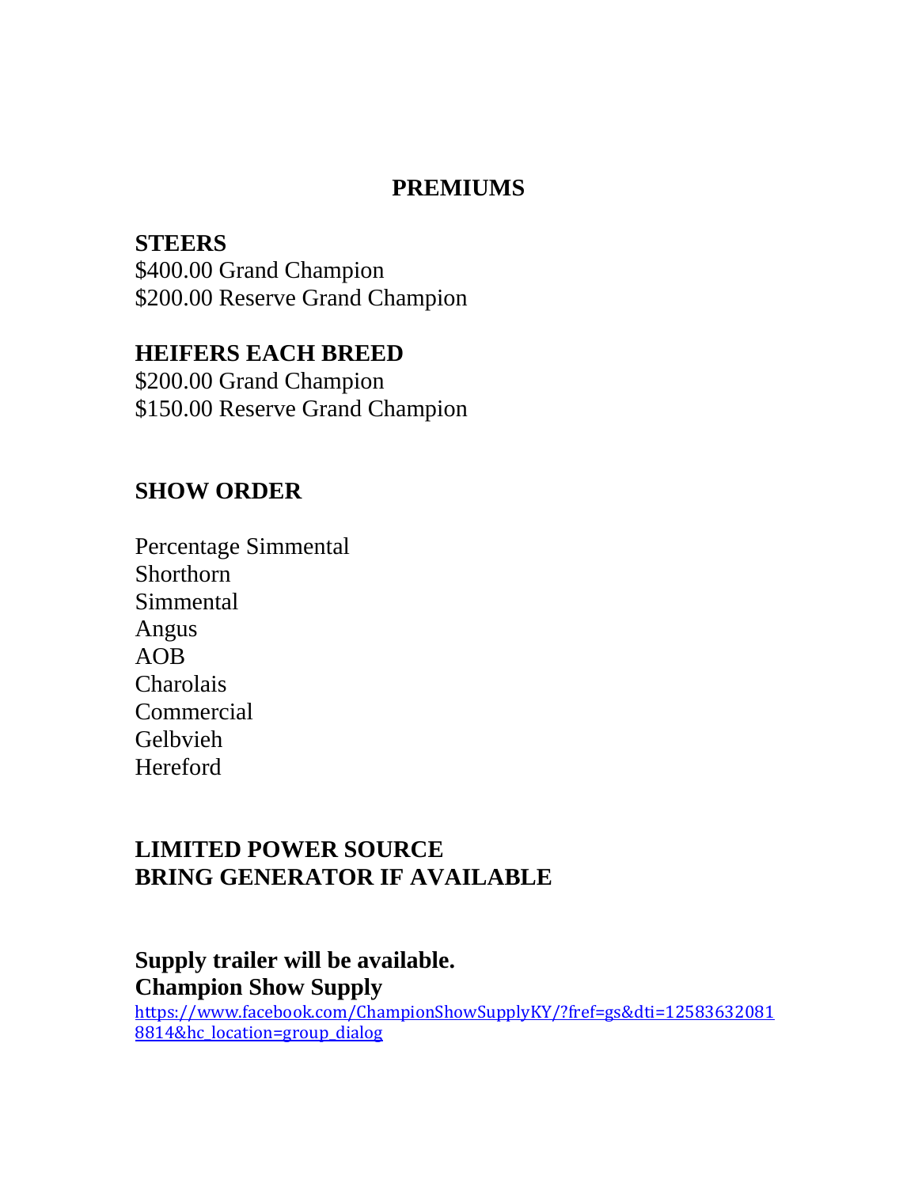# PREMIUMS

**STEERS**
$400.00 Grand Champion
$200.00 Reserve Grand Champion

**HEIFERS EACH BREED**
$200.00 Grand Champion
$150.00 Reserve Grand Champion

**SHOW ORDER**

Percentage Simmental
Shorthorn
Simmental
Angus
AOB
Charolais
Commercial
Gelbvieh
Hereford

**LIMITED POWER SOURCE**
**BRING GENERATOR IF AVAILABLE**

**Supply trailer will be available.**
**Champion Show Supply**
https://www.facebook.com/ChampionShowSupplyKY/?fref=gs&dti=125836320818814&hc_location=group_dialog